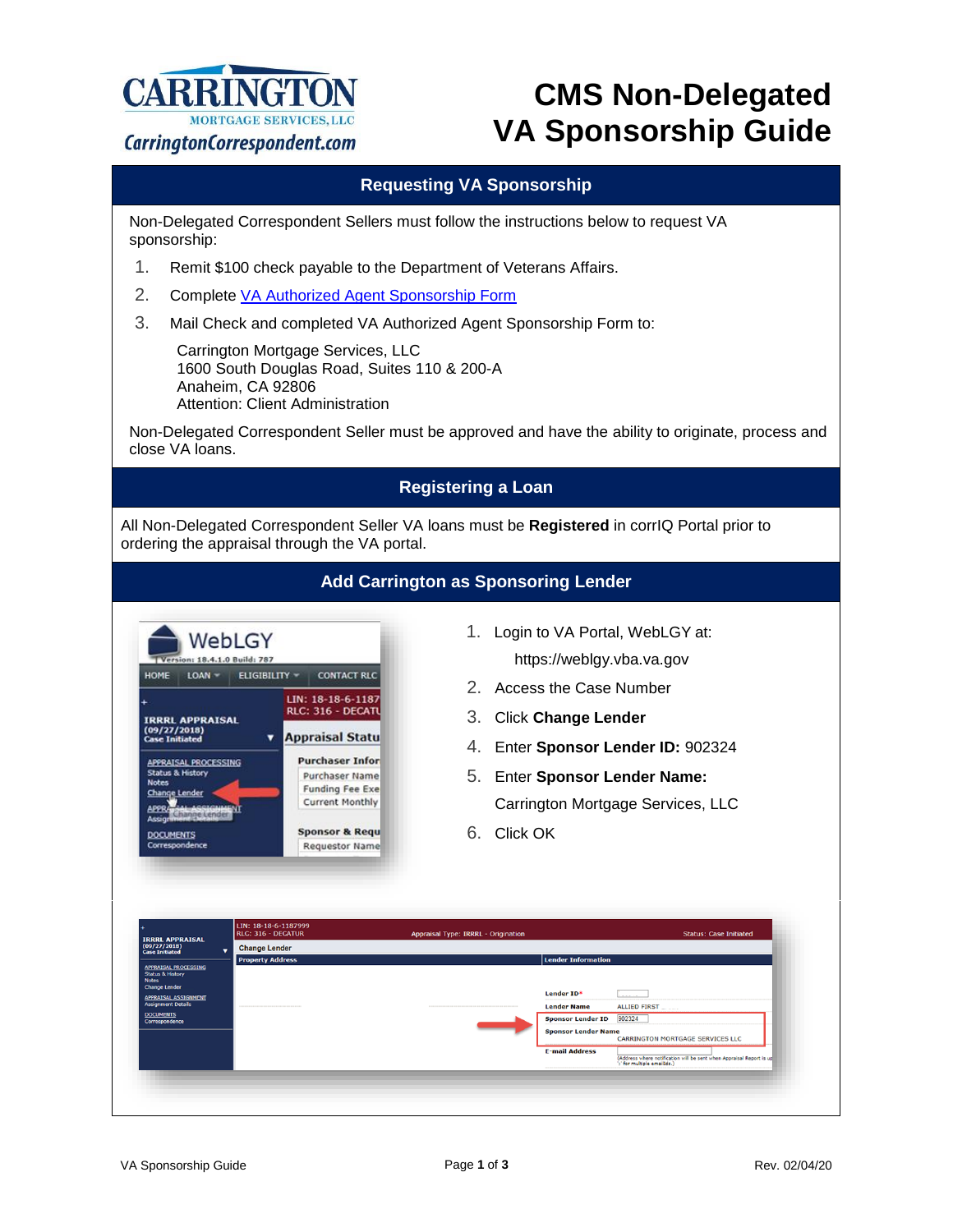# CMS Non-Delegated VA Sponsorship Guide

CARRINGTON MORTGAGE SERVICES, LLC
CarringtonCorrespondent.com

## Requesting VA Sponsorship

Non-Delegated Correspondent Sellers must follow the instructions below to request VA sponsorship:

1. Remit $100 check payable to the Department of Veterans Affairs.
2. Complete VA Authorized Agent Sponsorship Form
3. Mail Check and completed VA Authorized Agent Sponsorship Form to:

   Carrington Mortgage Services, LLC
   1600 South Douglas Road, Suites 110 & 200-A
   Anaheim, CA 92806
   Attention: Client Administration

Non-Delegated Correspondent Seller must be approved and have the ability to originate, process and close VA loans.

## Registering a Loan

All Non-Delegated Correspondent Seller VA loans must be **Registered** in corrIQ Portal prior to ordering the appraisal through the VA portal.

## Add Carrington as Sponsoring Lender

1. Login to VA Portal, WebLGY at:

   https://weblgy.vba.va.gov
2. Access the Case Number
3. Click **Change Lender**
4. Enter **Sponsor Lender ID:** 902324
5. Enter **Sponsor Lender Name:**

   Carrington Mortgage Services, LLC
6. Click OK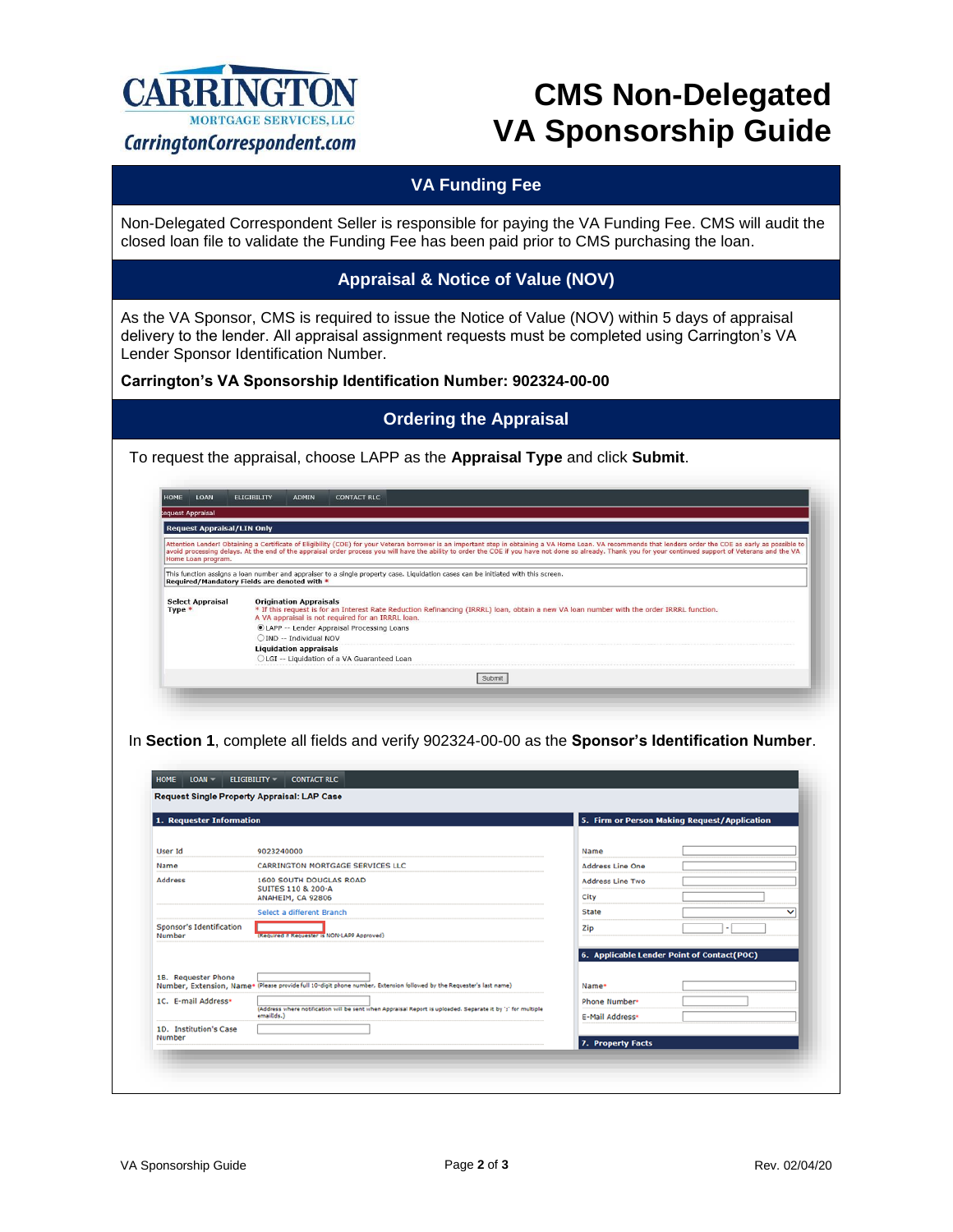## VA Funding Fee

Non-Delegated Correspondent Seller is responsible for paying the VA Funding Fee. CMS will audit the closed loan file to validate the Funding Fee has been paid prior to CMS purchasing the loan.

## Appraisal & Notice of Value (NOV)

As the VA Sponsor, CMS is required to issue the Notice of Value (NOV) within 5 days of appraisal delivery to the lender. All appraisal assignment requests must be completed using Carrington's VA Lender Sponsor Identification Number.

**Carrington's VA Sponsorship Identification Number: 902324-00-00**

## Ordering the Appraisal

To request the appraisal, choose LAPP as the **Appraisal Type** and click **Submit**.

HOME LOAN ELIGIBILITY ADMIN CONTACT RLC

Request Appraisal

**Request Appraisal/LIN Only**

Attention Lender! Obtaining a Certificate of Eligibility (COE) for your Veteran borrower is an important step in obtaining a VA Home Loan. VA recommends that lenders order the COE as early as possible to avoid processing delays. At the end of the appraisal order process you will have the ability to order the COE if you have not done so already. Thank you for your continued support of Veterans and the VA Home Loan program.

This function assigns a loan number and appraiser to a single property case. Liquidation cases can be initiated with this screen.
**Required/Mandatory Fields are denoted with ***

**Select Appraisal Type ***

**Origination Appraisals**
* If this request is for an Interest Rate Reduction Refinancing (IRRRL) loan, obtain a new VA loan number with the order IRRRL function.
A VA appraisal is not required for an IRRRL loan.
(●) LAPP -- Lender Appraisal Processing Loans
( ) IND -- Individual NOV
**Liquidation appraisals**
( ) LGI -- Liquidation of a VA Guaranteed Loan

[Submit]

In **Section 1**, complete all fields and verify 902324-00-00 as the **Sponsor's Identification Number**.

HOME LOAN ELIGIBILITY CONTACT RLC

**Request Single Property Appraisal: LAP Case**

**1. Requester Information**

| | |
|---|---|
| User Id | 9023240000 |
| Name | CARRINGTON MORTGAGE SERVICES LLC |
| Address | 1600 SOUTH DOUGLAS ROAD<br>SUITES 110 & 200-A<br>ANAHEIM, CA 92806 |
| | Select a different Branch |
| Sponsor's Identification Number | (Required if Requester is NON-LAPP Approved) |
| 1B. Requester Phone Number, Extension, Name* | (Please provide full 10-digit phone number. Extension followed by the Requester's last name) |
| 1C. E-mail Address* | (Address where notification will be sent when Appraisal Report is uploaded. Separate it by ';' for multiple emailds.) |
| 1D. Institution's Case Number | |

**5. Firm or Person Making Request/Application**

| | |
|---|---|
| Name | |
| Address Line One | |
| Address Line Two | |
| City | |
| State | |
| Zip | - |

**6. Applicable Lender Point of Contact(POC)**

| | |
|---|---|
| Name* | |
| Phone Number* | |
| E-Mail Address* | |

**7. Property Facts**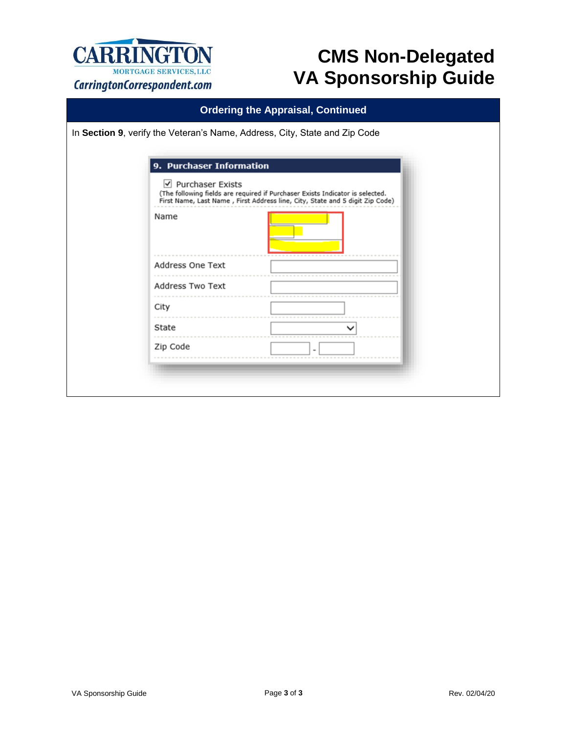## Ordering the Appraisal, Continued

In **Section 9**, verify the Veteran's Name, Address, City, State and Zip Code

**9. Purchaser Information**

☑ Purchaser Exists
(The following fields are required if Purchaser Exists Indicator is selected. First Name, Last Name , First Address line, City, State and 5 digit Zip Code)

| | |
|---|---|
| Name | |
| Address One Text | |
| Address Two Text | |
| City | |
| State | |
| Zip Code | - |